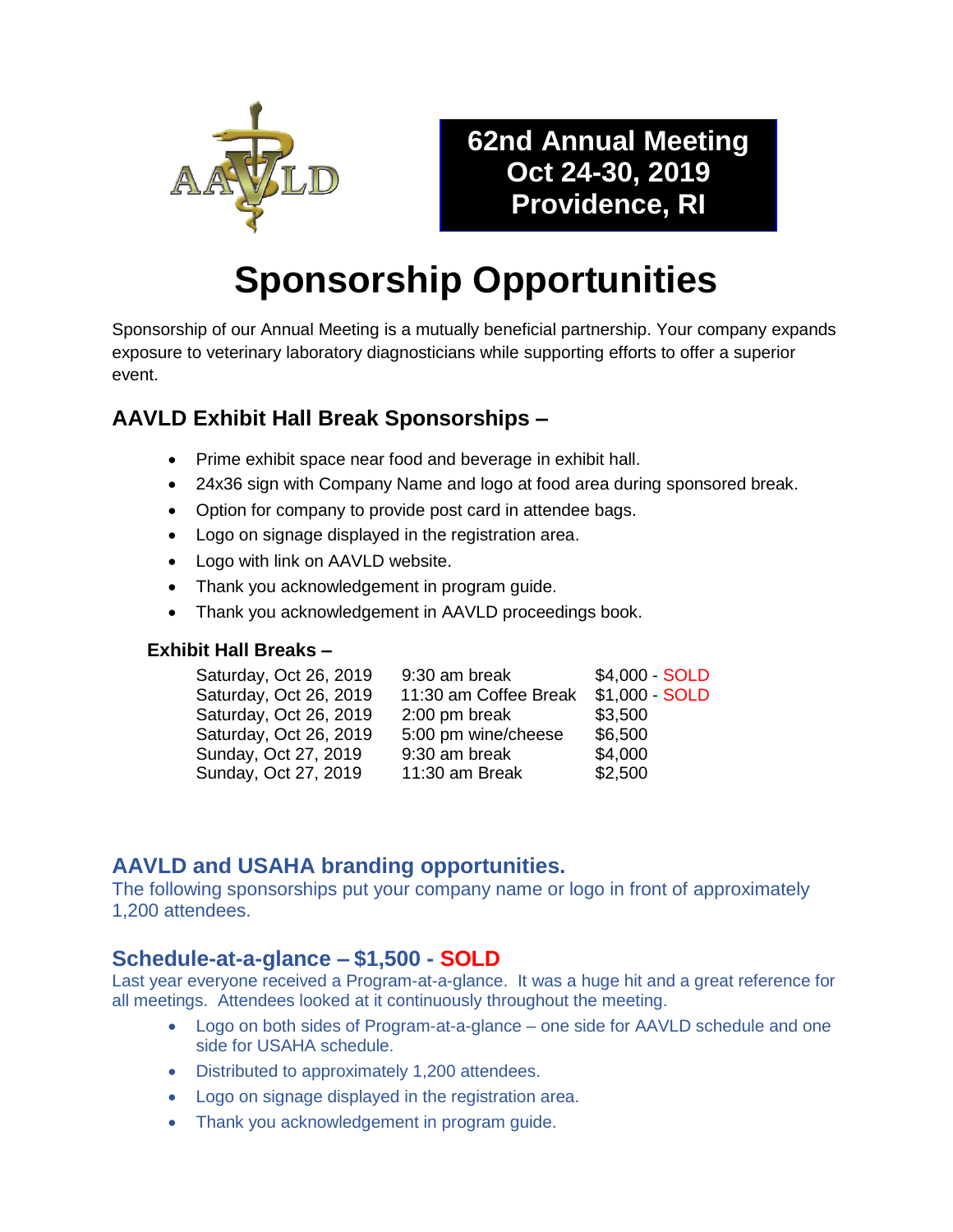AAVLD

**62nd Annual Meeting**
**Oct 24-30, 2019**
**Providence, RI**

# Sponsorship Opportunities

Sponsorship of our Annual Meeting is a mutually beneficial partnership. Your company expands exposure to veterinary laboratory diagnosticians while supporting efforts to offer a superior event.

## AAVLD Exhibit Hall Break Sponsorships –

- Prime exhibit space near food and beverage in exhibit hall.
- 24x36 sign with Company Name and logo at food area during sponsored break.
- Option for company to provide post card in attendee bags.
- Logo on signage displayed in the registration area.
- Logo with link on AAVLD website.
- Thank you acknowledgement in program guide.
- Thank you acknowledgement in AAVLD proceedings book.

### Exhibit Hall Breaks –

| Date | Break | Price |
|---|---|---|
| Saturday, Oct 26, 2019 | 9:30 am break | $4,000 - SOLD |
| Saturday, Oct 26, 2019 | 11:30 am Coffee Break | $1,000 - SOLD |
| Saturday, Oct 26, 2019 | 2:00 pm break | $3,500 |
| Saturday, Oct 26, 2019 | 5:00 pm wine/cheese | $6,500 |
| Sunday, Oct 27, 2019 | 9:30 am break | $4,000 |
| Sunday, Oct 27, 2019 | 11:30 am Break | $2,500 |

## AAVLD and USAHA branding opportunities.

The following sponsorships put your company name or logo in front of approximately 1,200 attendees.

### Schedule-at-a-glance – $1,500 - SOLD

Last year everyone received a Program-at-a-glance. It was a huge hit and a great reference for all meetings. Attendees looked at it continuously throughout the meeting.

- Logo on both sides of Program-at-a-glance – one side for AAVLD schedule and one side for USAHA schedule.
- Distributed to approximately 1,200 attendees.
- Logo on signage displayed in the registration area.
- Thank you acknowledgement in program guide.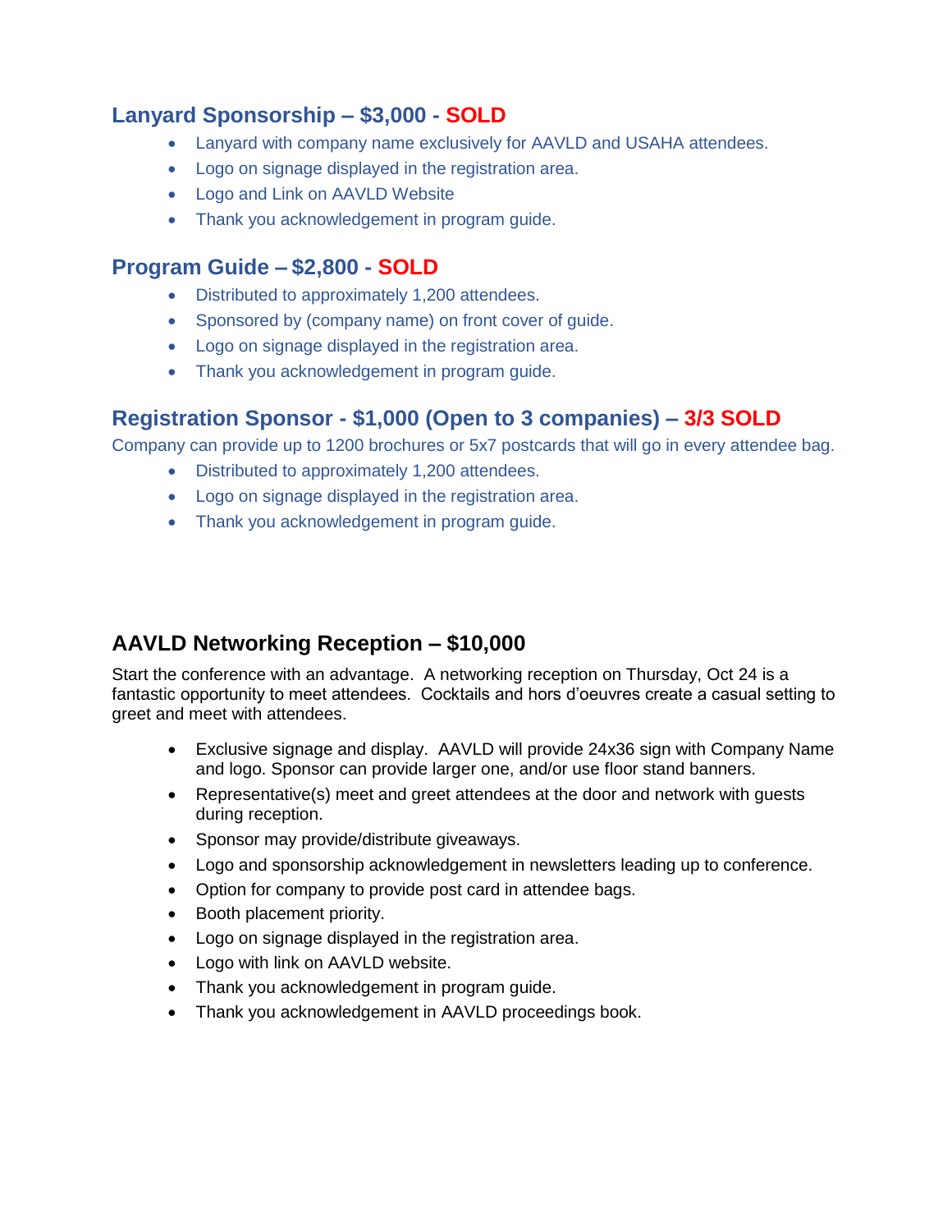### Lanyard Sponsorship – $3,000 - SOLD

- Lanyard with company name exclusively for AAVLD and USAHA attendees.
- Logo on signage displayed in the registration area.
- Logo and Link on AAVLD Website
- Thank you acknowledgement in program guide.

### Program Guide – $2,800 - SOLD

- Distributed to approximately 1,200 attendees.
- Sponsored by (company name) on front cover of guide.
- Logo on signage displayed in the registration area.
- Thank you acknowledgement in program guide.

### Registration Sponsor - $1,000 (Open to 3 companies) – 3/3 SOLD

Company can provide up to 1200 brochures or 5x7 postcards that will go in every attendee bag.

- Distributed to approximately 1,200 attendees.
- Logo on signage displayed in the registration area.
- Thank you acknowledgement in program guide.

### AAVLD Networking Reception – $10,000

Start the conference with an advantage. A networking reception on Thursday, Oct 24 is a fantastic opportunity to meet attendees. Cocktails and hors d'oeuvres create a casual setting to greet and meet with attendees.

- Exclusive signage and display. AAVLD will provide 24x36 sign with Company Name and logo. Sponsor can provide larger one, and/or use floor stand banners.
- Representative(s) meet and greet attendees at the door and network with guests during reception.
- Sponsor may provide/distribute giveaways.
- Logo and sponsorship acknowledgement in newsletters leading up to conference.
- Option for company to provide post card in attendee bags.
- Booth placement priority.
- Logo on signage displayed in the registration area.
- Logo with link on AAVLD website.
- Thank you acknowledgement in program guide.
- Thank you acknowledgement in AAVLD proceedings book.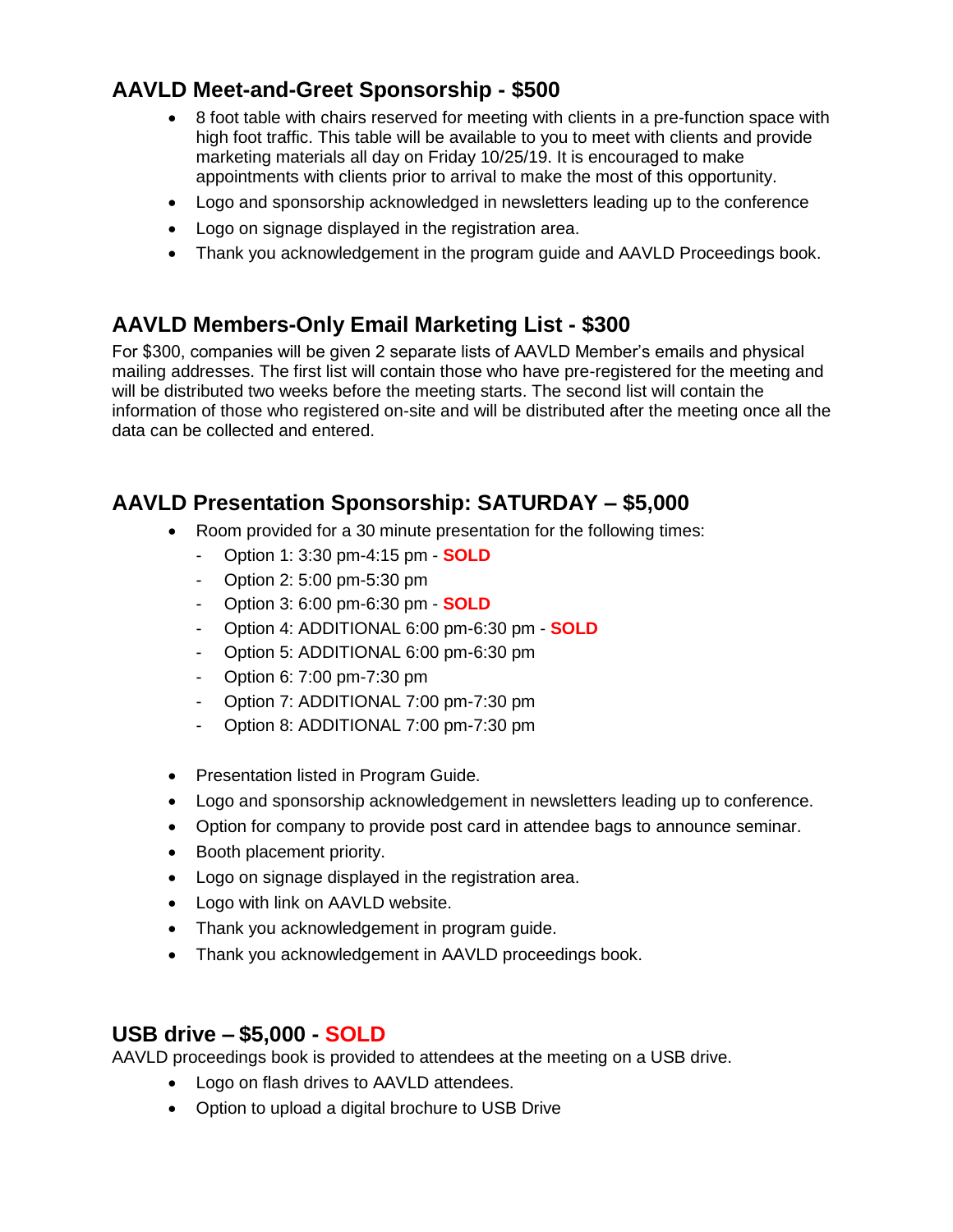## AAVLD Meet-and-Greet Sponsorship - $500

- 8 foot table with chairs reserved for meeting with clients in a pre-function space with high foot traffic. This table will be available to you to meet with clients and provide marketing materials all day on Friday 10/25/19. It is encouraged to make appointments with clients prior to arrival to make the most of this opportunity.
- Logo and sponsorship acknowledged in newsletters leading up to the conference
- Logo on signage displayed in the registration area.
- Thank you acknowledgement in the program guide and AAVLD Proceedings book.

## AAVLD Members-Only Email Marketing List - $300

For $300, companies will be given 2 separate lists of AAVLD Member's emails and physical mailing addresses. The first list will contain those who have pre-registered for the meeting and will be distributed two weeks before the meeting starts. The second list will contain the information of those who registered on-site and will be distributed after the meeting once all the data can be collected and entered.

## AAVLD Presentation Sponsorship: SATURDAY – $5,000

- Room provided for a 30 minute presentation for the following times:
  - Option 1: 3:30 pm-4:15 pm - **SOLD**
  - Option 2: 5:00 pm-5:30 pm
  - Option 3: 6:00 pm-6:30 pm - **SOLD**
  - Option 4: ADDITIONAL 6:00 pm-6:30 pm - **SOLD**
  - Option 5: ADDITIONAL 6:00 pm-6:30 pm
  - Option 6: 7:00 pm-7:30 pm
  - Option 7: ADDITIONAL 7:00 pm-7:30 pm
  - Option 8: ADDITIONAL 7:00 pm-7:30 pm
- Presentation listed in Program Guide.
- Logo and sponsorship acknowledgement in newsletters leading up to conference.
- Option for company to provide post card in attendee bags to announce seminar.
- Booth placement priority.
- Logo on signage displayed in the registration area.
- Logo with link on AAVLD website.
- Thank you acknowledgement in program guide.
- Thank you acknowledgement in AAVLD proceedings book.

## USB drive – $5,000 - SOLD

AAVLD proceedings book is provided to attendees at the meeting on a USB drive.

- Logo on flash drives to AAVLD attendees.
- Option to upload a digital brochure to USB Drive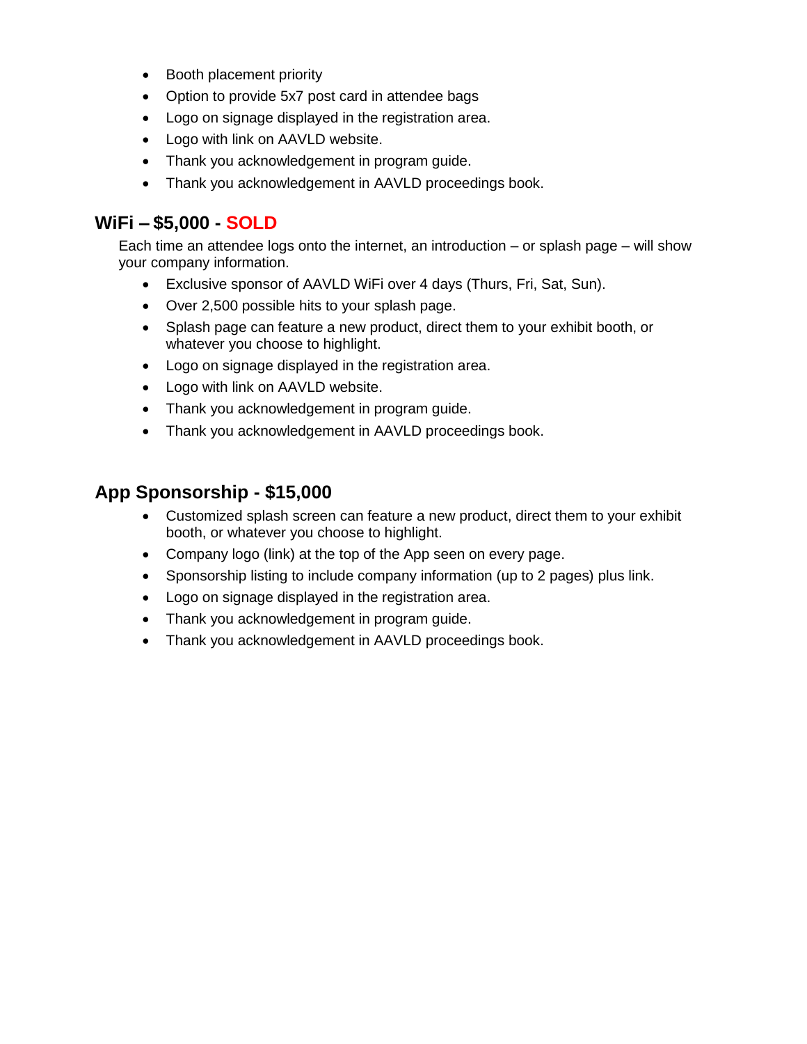- Booth placement priority
- Option to provide 5x7 post card in attendee bags
- Logo on signage displayed in the registration area.
- Logo with link on AAVLD website.
- Thank you acknowledgement in program guide.
- Thank you acknowledgement in AAVLD proceedings book.

## WiFi – $5,000 - SOLD

Each time an attendee logs onto the internet, an introduction – or splash page – will show your company information.

- Exclusive sponsor of AAVLD WiFi over 4 days (Thurs, Fri, Sat, Sun).
- Over 2,500 possible hits to your splash page.
- Splash page can feature a new product, direct them to your exhibit booth, or whatever you choose to highlight.
- Logo on signage displayed in the registration area.
- Logo with link on AAVLD website.
- Thank you acknowledgement in program guide.
- Thank you acknowledgement in AAVLD proceedings book.

## App Sponsorship - $15,000

- Customized splash screen can feature a new product, direct them to your exhibit booth, or whatever you choose to highlight.
- Company logo (link) at the top of the App seen on every page.
- Sponsorship listing to include company information (up to 2 pages) plus link.
- Logo on signage displayed in the registration area.
- Thank you acknowledgement in program guide.
- Thank you acknowledgement in AAVLD proceedings book.